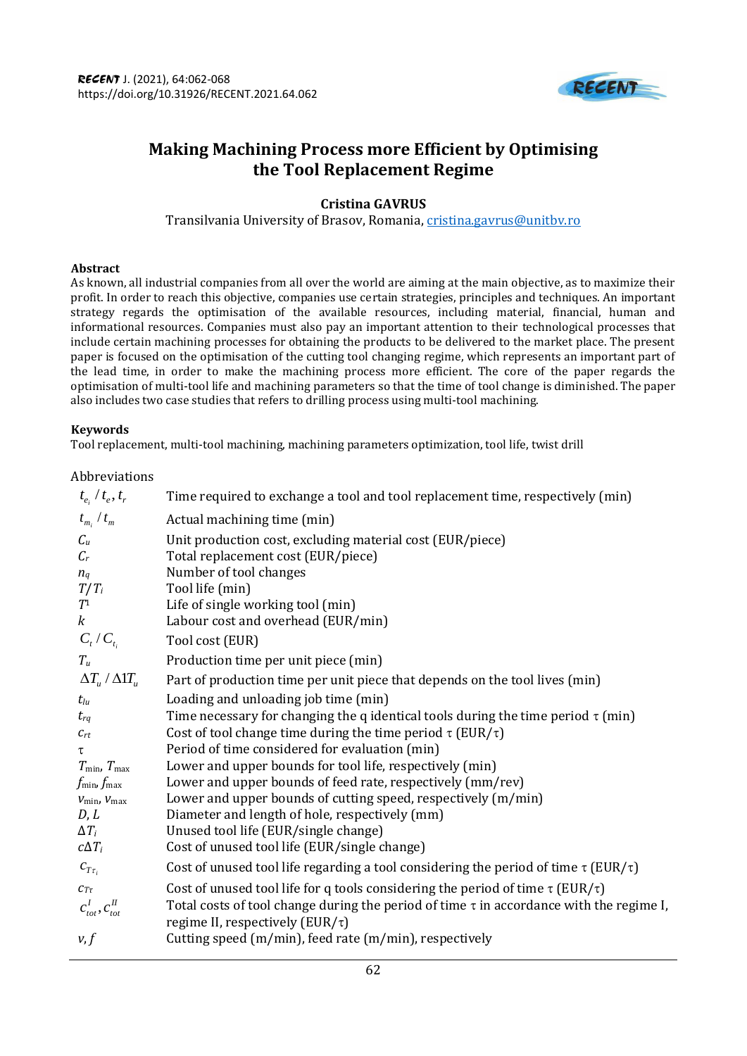# Making Machining Process more Efficient by Optimising the Tool Replacement Regime

**Cristina GAVRUS**

Transilvania University of Brasov, Romania, cristina.gavrus@unitbv.ro

### Abstract

As known, all industrial companies from all over the world are aiming at the main objective, as to maximize their profit. In order to reach this objective, companies use certain strategies, principles and techniques. An important strategy regards the optimisation of the available resources, including material, financial, human and informational resources. Companies must also pay an important attention to their technological processes that include certain machining processes for obtaining the products to be delivered to the market place. The present paper is focused on the optimisation of the cutting tool changing regime, which represents an important part of the lead time, in order to make the machining process more efficient. The core of the paper regards the optimisation of multi-tool life and machining parameters so that the time of tool change is diminished. The paper also includes two case studies that refers to drilling process using multi-tool machining.

### Keywords

Tool replacement, multi-tool machining, machining parameters optimization, tool life, twist drill

Abbreviations

| | |
|---|---|
| $t_{e_i}$ / $t_e$, $t_r$ | Time required to exchange a tool and tool replacement time, respectively (min) |
| $t_{m_i}$ / $t_m$ | Actual machining time (min) |
| $C_u$ | Unit production cost, excluding material cost (EUR/piece) |
| $C_r$ | Total replacement cost (EUR/piece) |
| $n_q$ | Number of tool changes |
| $T$/ $T_i$ | Tool life (min) |
| $T^1$ | Life of single working tool (min) |
| $k$ | Labour cost and overhead (EUR/min) |
| $C_t$ / $C_{t_i}$ | Tool cost (EUR) |
| $T_u$ | Production time per unit piece (min) |
| $\Delta T_u$ / $\Delta 1T_u$ | Part of production time per unit piece that depends on the tool lives (min) |
| $t_{lu}$ | Loading and unloading job time (min) |
| $t_{rq}$ | Time necessary for changing the q identical tools during the time period $\tau$ (min) |
| $c_{rt}$ | Cost of tool change time during the time period $\tau$ (EUR/$\tau$) |
| $\tau$ | Period of time considered for evaluation (min) |
| $T_{\min}$, $T_{\max}$ | Lower and upper bounds for tool life, respectively (min) |
| $f_{\min}$, $f_{\max}$ | Lower and upper bounds of feed rate, respectively (mm/rev) |
| $v_{\min}$, $v_{\max}$ | Lower and upper bounds of cutting speed, respectively (m/min) |
| $D$, $L$ | Diameter and length of hole, respectively (mm) |
| $\Delta T_i$ | Unused tool life (EUR/single change) |
| $c\Delta T_i$ | Cost of unused tool life (EUR/single change) |
| $c_{T\tau_i}$ | Cost of unused tool life regarding a tool considering the period of time $\tau$ (EUR/$\tau$) |
| $c_{T\tau}$ | Cost of unused tool life for q tools considering the period of time $\tau$ (EUR/$\tau$) |
| $c^{I}_{tot}$, $c^{II}_{tot}$ | Total costs of tool change during the period of time $\tau$ in accordance with the regime I, regime II, respectively (EUR/$\tau$) |
| $v$, $f$ | Cutting speed (m/min), feed rate (m/min), respectively |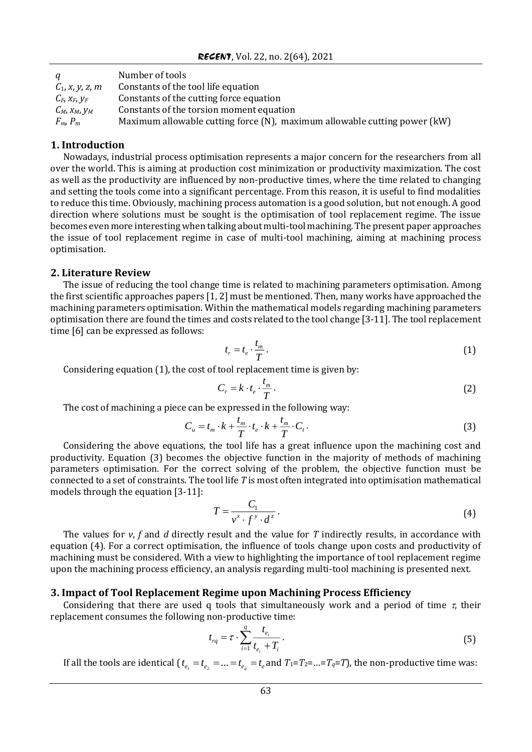| | |
|---|---|
| $q$ | Number of tools |
| $C_1, x, y, z, m$ | Constants of the tool life equation |
| $C_F, x_F, y_F$ | Constants of the cutting force equation |
| $C_M, x_M, y_M$ | Constants of the torsion moment equation |
| $F_m, P_m$ | Maximum allowable cutting force (N), maximum allowable cutting power (kW) |

## 1. Introduction

Nowadays, industrial process optimisation represents a major concern for the researchers from all over the world. This is aiming at production cost minimization or productivity maximization. The cost as well as the productivity are influenced by non-productive times, where the time related to changing and setting the tools come into a significant percentage. From this reason, it is useful to find modalities to reduce this time. Obviously, machining process automation is a good solution, but not enough. A good direction where solutions must be sought is the optimisation of tool replacement regime. The issue becomes even more interesting when talking about multi-tool machining. The present paper approaches the issue of tool replacement regime in case of multi-tool machining, aiming at machining process optimisation.

## 2. Literature Review

The issue of reducing the tool change time is related to machining parameters optimisation. Among the first scientific approaches papers [1, 2] must be mentioned. Then, many works have approached the machining parameters optimisation. Within the mathematical models regarding machining parameters optimisation there are found the times and costs related to the tool change [3-11]. The tool replacement time [6] can be expressed as follows:

$$t_r = t_e \cdot \frac{t_m}{T}. \tag{1}$$

Considering equation (1), the cost of tool replacement time is given by:

$$C_r = k \cdot t_e \cdot \frac{t_m}{T}. \tag{2}$$

The cost of machining a piece can be expressed in the following way:

$$C_u = t_m \cdot k + \frac{t_m}{T} \cdot t_e \cdot k + \frac{t_m}{T} \cdot C_t. \tag{3}$$

Considering the above equations, the tool life has a great influence upon the machining cost and productivity. Equation (3) becomes the objective function in the majority of methods of machining parameters optimisation. For the correct solving of the problem, the objective function must be connected to a set of constraints. The tool life $T$ is most often integrated into optimisation mathematical models through the equation [3-11]:

$$T = \frac{C_1}{v^x \cdot f^y \cdot d^z}. \tag{4}$$

The values for $v$, $f$ and $d$ directly result and the value for $T$ indirectly results, in accordance with equation (4). For a correct optimisation, the influence of tools change upon costs and productivity of machining must be considered. With a view to highlighting the importance of tool replacement regime upon the machining process efficiency, an analysis regarding multi-tool machining is presented next.

## 3. Impact of Tool Replacement Regime upon Machining Process Efficiency

Considering that there are used q tools that simultaneously work and a period of time $\tau$, their replacement consumes the following non-productive time:

$$t_{rq} = \tau \cdot \sum_{i=1}^{q} \frac{t_{e_i}}{t_{e_i} + T_i}. \tag{5}$$

If all the tools are identical ($t_{e_1} = t_{e_2} = \ldots = t_{e_q} = t_e$ and $T_1 = T_2 = \ldots = T_q = T$), the non-productive time was: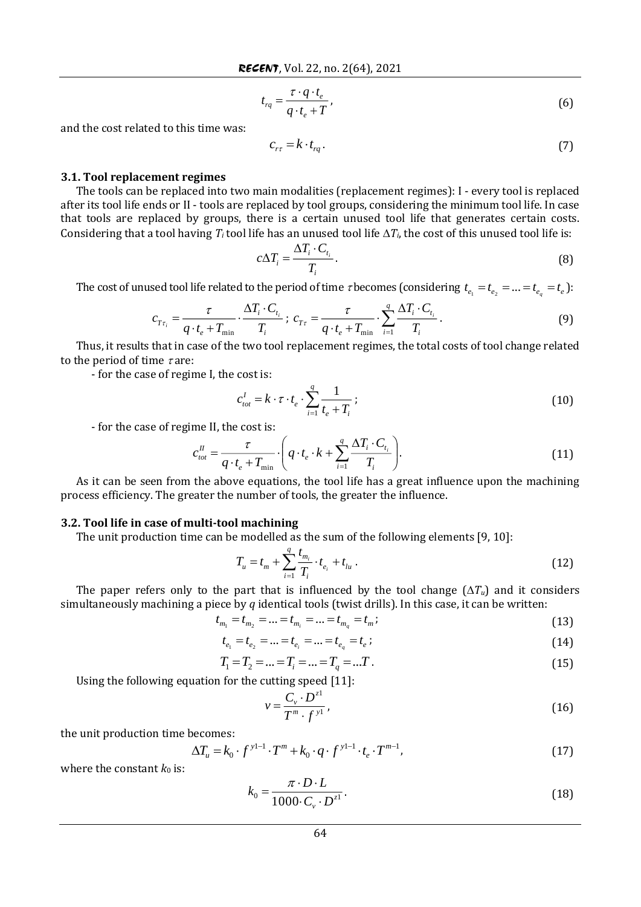$$t_{rq} = \frac{\tau \cdot q \cdot t_e}{q \cdot t_e + T}, \tag{6}$$

and the cost related to this time was:

$$c_{r\tau} = k \cdot t_{rq}. \tag{7}$$

### 3.1. Tool replacement regimes

The tools can be replaced into two main modalities (replacement regimes): I - every tool is replaced after its tool life ends or II - tools are replaced by tool groups, considering the minimum tool life. In case that tools are replaced by groups, there is a certain unused tool life that generates certain costs. Considering that a tool having $T_i$ tool life has an unused tool life $\Delta T_i$, the cost of this unused tool life is:

$$c\Delta T_i = \frac{\Delta T_i \cdot C_{t_i}}{T_i}. \tag{8}$$

The cost of unused tool life related to the period of time $\tau$ becomes (considering $t_{e_1} = t_{e_2} = \ldots = t_{e_q} = t_e$):

$$c_{T\tau_i} = \frac{\tau}{q \cdot t_e + T_{\min}} \cdot \frac{\Delta T_i \cdot C_{t_i}}{T_i}; \; c_{T\tau} = \frac{\tau}{q \cdot t_e + T_{\min}} \cdot \sum_{i=1}^{q} \frac{\Delta T_i \cdot C_{t_i}}{T_i}. \tag{9}$$

Thus, it results that in case of the two tool replacement regimes, the total costs of tool change related to the period of time $\tau$ are:

- for the case of regime I, the cost is:

$$c_{tot}^{I} = k \cdot \tau \cdot t_e \cdot \sum_{i=1}^{q} \frac{1}{t_e + T_i}; \tag{10}$$

- for the case of regime II, the cost is:

$$c_{tot}^{II} = \frac{\tau}{q \cdot t_e + T_{\min}} \cdot \left( q \cdot t_e \cdot k + \sum_{i=1}^{q} \frac{\Delta T_i \cdot C_{t_i}}{T_i} \right). \tag{11}$$

As it can be seen from the above equations, the tool life has a great influence upon the machining process efficiency. The greater the number of tools, the greater the influence.

### 3.2. Tool life in case of multi-tool machining

The unit production time can be modelled as the sum of the following elements [9, 10]:

$$T_u = t_m + \sum_{i=1}^{q} \frac{t_{m_i}}{T_i} \cdot t_{e_i} + t_{lu}. \tag{12}$$

The paper refers only to the part that is influenced by the tool change ($\Delta T_u$) and it considers simultaneously machining a piece by $q$ identical tools (twist drills). In this case, it can be written:

$$t_{m_1} = t_{m_2} = \ldots = t_{m_i} = \ldots = t_{m_q} = t_m; \tag{13}$$

$$t_{e_1} = t_{e_2} = \ldots = t_{e_i} = \ldots = t_{e_q} = t_e; \tag{14}$$

$$T_1 = T_2 = \ldots = T_i = \ldots = T_q = \ldots T. \tag{15}$$

Using the following equation for the cutting speed [11]:

$$v = \frac{C_v \cdot D^{z1}}{T^m \cdot f^{y1}}, \tag{16}$$

the unit production time becomes:

$$\Delta T_u = k_0 \cdot f^{y1-1} \cdot T^m + k_0 \cdot q \cdot f^{y1-1} \cdot t_e \cdot T^{m-1}, \tag{17}$$

where the constant $k_0$ is:

$$k_0 = \frac{\pi \cdot D \cdot L}{1000 \cdot C_v \cdot D^{z1}}. \tag{18}$$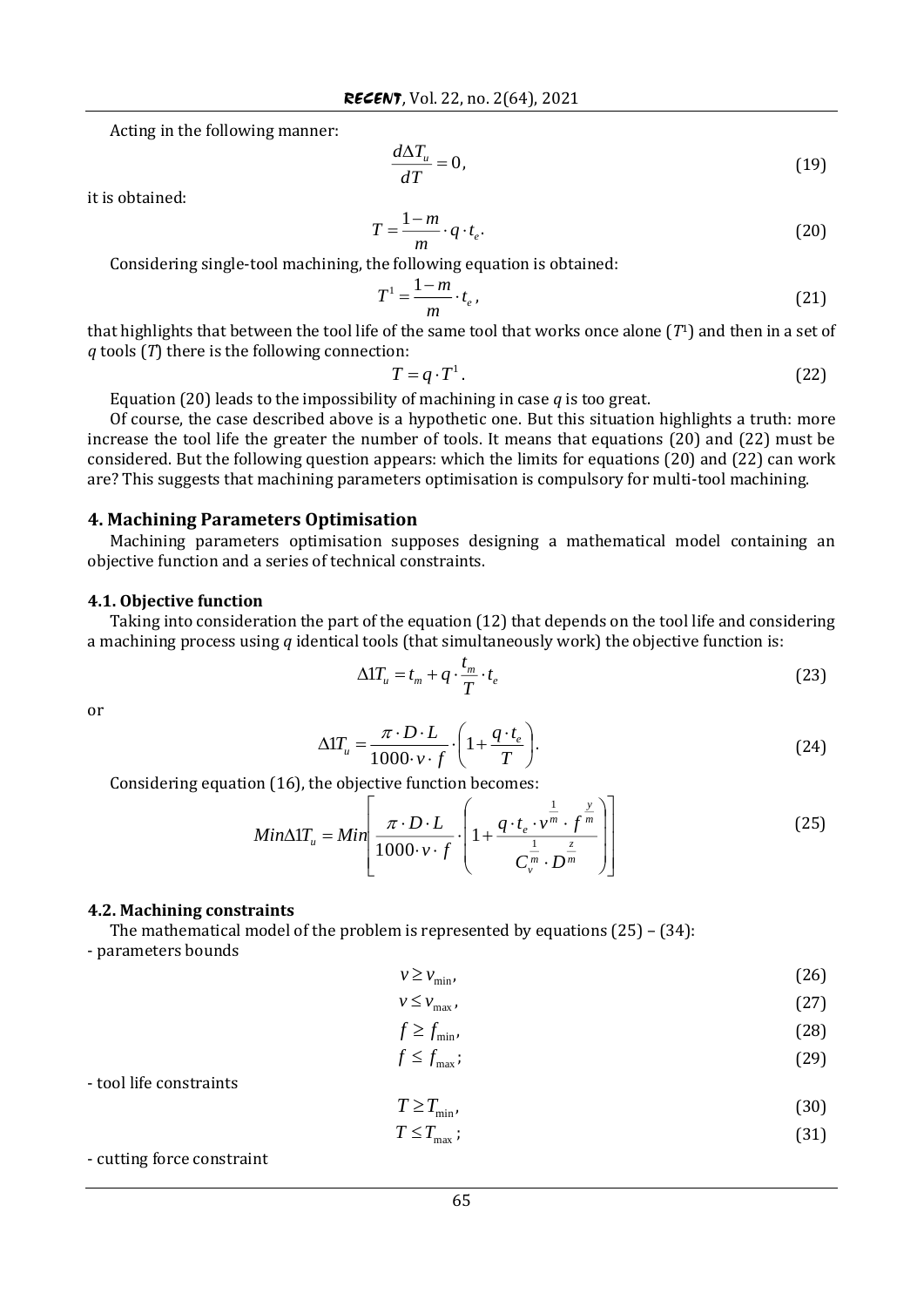Acting in the following manner:

$$\frac{d\Delta T_u}{dT} = 0, \tag{19}$$

it is obtained:

$$T = \frac{1-m}{m} \cdot q \cdot t_e. \tag{20}$$

Considering single-tool machining, the following equation is obtained:

$$T^1 = \frac{1-m}{m} \cdot t_e, \tag{21}$$

that highlights that between the tool life of the same tool that works once alone ($T^1$) and then in a set of $q$ tools ($T$) there is the following connection:

$$T = q \cdot T^1. \tag{22}$$

Equation (20) leads to the impossibility of machining in case $q$ is too great.

Of course, the case described above is a hypothetic one. But this situation highlights a truth: more increase the tool life the greater the number of tools. It means that equations (20) and (22) must be considered. But the following question appears: which the limits for equations (20) and (22) can work are? This suggests that machining parameters optimisation is compulsory for multi-tool machining.

## 4. Machining Parameters Optimisation

Machining parameters optimisation supposes designing a mathematical model containing an objective function and a series of technical constraints.

### 4.1. Objective function

Taking into consideration the part of the equation (12) that depends on the tool life and considering a machining process using $q$ identical tools (that simultaneously work) the objective function is:

$$\Delta 1T_u = t_m + q \cdot \frac{t_m}{T} \cdot t_e \tag{23}$$

or

$$\Delta 1T_u = \frac{\pi \cdot D \cdot L}{1000 \cdot v \cdot f} \cdot \left(1 + \frac{q \cdot t_e}{T}\right). \tag{24}$$

Considering equation (16), the objective function becomes:

$$Min \Delta 1T_u = Min\left[\frac{\pi \cdot D \cdot L}{1000 \cdot v \cdot f} \cdot \left(1 + \frac{q \cdot t_e \cdot v^{\frac{1}{m}} \cdot f^{\frac{y}{m}}}{C_v^{\frac{1}{m}} \cdot D^{\frac{z}{m}}}\right)\right] \tag{25}$$

### 4.2. Machining constraints

The mathematical model of the problem is represented by equations (25) – (34):

- parameters bounds

$$v \geq v_{\min}, \tag{26}$$

$$v \leq v_{\max}, \tag{27}$$

$$f \geq f_{\min}, \tag{28}$$

$$f \leq f_{\max}; \tag{29}$$

- tool life constraints

$$T \geq T_{\min}, \tag{30}$$

$$T \leq T_{\max}; \tag{31}$$

- cutting force constraint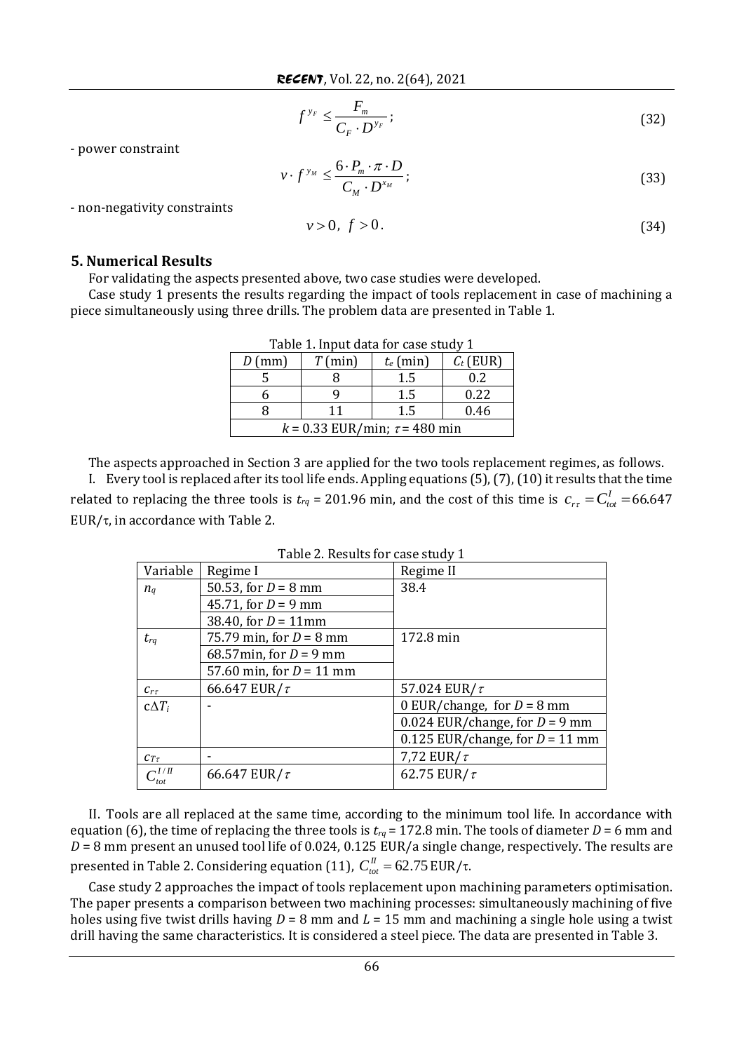$$f^{y_F} \leq \frac{F_m}{C_F \cdot D^{y_F}}; \tag{32}$$

- power constraint

$$v \cdot f^{y_M} \leq \frac{6 \cdot P_m \cdot \pi \cdot D}{C_M \cdot D^{x_M}}; \tag{33}$$

- non-negativity constraints

$$v > 0,\ f > 0. \tag{34}$$

## 5. Numerical Results

For validating the aspects presented above, two case studies were developed.

Case study 1 presents the results regarding the impact of tools replacement in case of machining a piece simultaneously using three drills. The problem data are presented in Table 1.

Table 1. Input data for case study 1

| $D$ (mm) | $T$ (min) | $t_e$ (min) | $C_t$ (EUR) |
|---|---|---|---|
| 5 | 8 | 1.5 | 0.2 |
| 6 | 9 | 1.5 | 0.22 |
| 8 | 11 | 1.5 | 0.46 |
| $k$ = 0.33 EUR/min; $\tau$ = 480 min | | | |

The aspects approached in Section 3 are applied for the two tools replacement regimes, as follows.

I. Every tool is replaced after its tool life ends. Appling equations (5), (7), (10) it results that the time related to replacing the three tools is $t_{rq}$ = 201.96 min, and the cost of this time is $c_{r\tau} = C_{tot}^{I} = 66.647$ EUR/τ, in accordance with Table 2.

Table 2. Results for case study 1

| Variable | Regime I | Regime II |
|---|---|---|
| $n_q$ | 50.53, for $D$ = 8 mm | 38.4 |
| | 45.71, for $D$ = 9 mm | |
| | 38.40, for $D$ = 11mm | |
| $t_{rq}$ | 75.79 min, for $D$ = 8 mm | 172.8 min |
| | 68.57min, for $D$ = 9 mm | |
| | 57.60 min, for $D$ = 11 mm | |
| $c_{r\tau}$ | 66.647 EUR/$\tau$ | 57.024 EUR/$\tau$ |
| $c\Delta T_i$ | - | 0 EUR/change, for $D$ = 8 mm |
| | | 0.024 EUR/change, for $D$ = 9 mm |
| | | 0.125 EUR/change, for $D$ = 11 mm |
| $c_{T\tau}$ | - | 7,72 EUR/$\tau$ |
| $C_{tot}^{I/II}$ | 66.647 EUR/$\tau$ | 62.75 EUR/$\tau$ |

II. Tools are all replaced at the same time, according to the minimum tool life. In accordance with equation (6), the time of replacing the three tools is $t_{rq}$ = 172.8 min. The tools of diameter $D$ = 6 mm and $D$ = 8 mm present an unused tool life of 0.024, 0.125 EUR/a single change, respectively. The results are presented in Table 2. Considering equation (11), $C_{tot}^{II} = 62.75$ EUR/τ.

Case study 2 approaches the impact of tools replacement upon machining parameters optimisation. The paper presents a comparison between two machining processes: simultaneously machining of five holes using five twist drills having $D$ = 8 mm and $L$ = 15 mm and machining a single hole using a twist drill having the same characteristics. It is considered a steel piece. The data are presented in Table 3.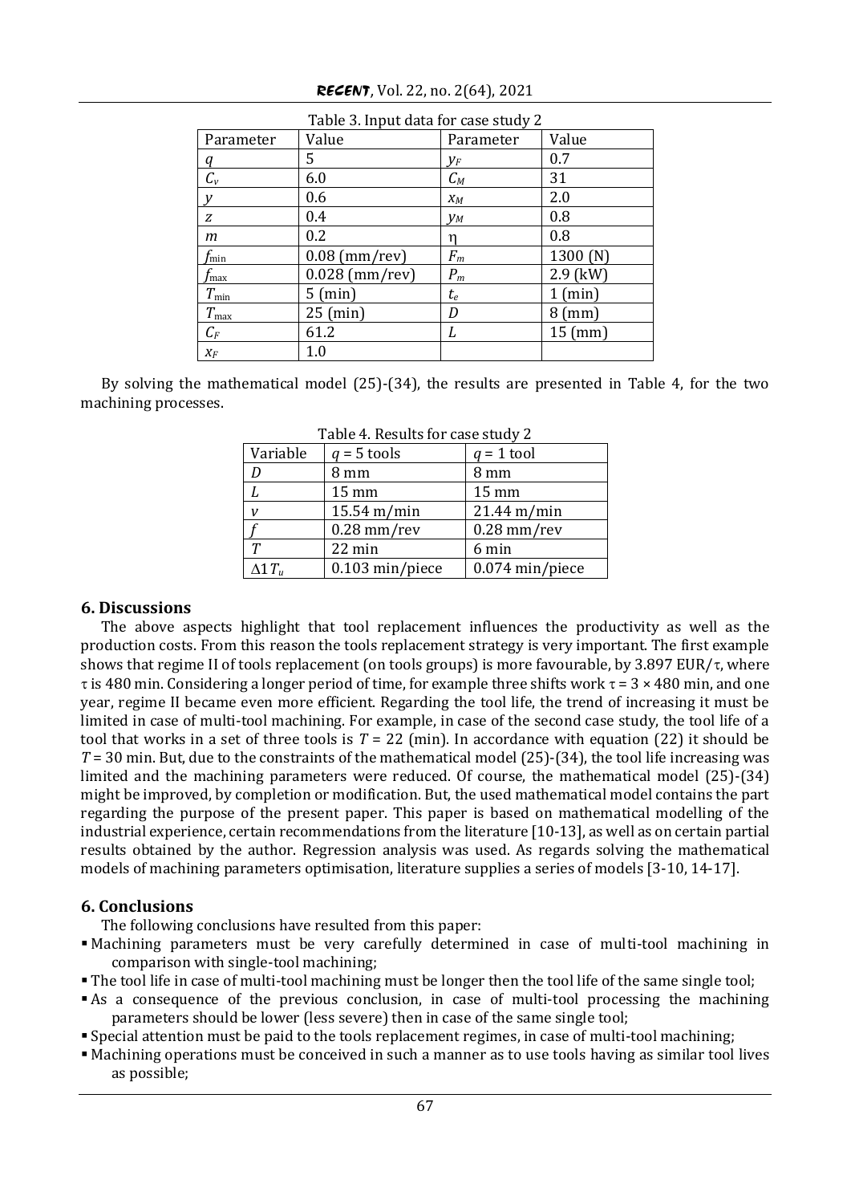Table 3. Input data for case study 2

| Parameter | Value | Parameter | Value |
|---|---|---|---|
| $q$ | 5 | $y_F$ | 0.7 |
| $C_v$ | 6.0 | $C_M$ | 31 |
| $y$ | 0.6 | $x_M$ | 2.0 |
| $z$ | 0.4 | $y_M$ | 0.8 |
| $m$ | 0.2 | $\eta$ | 0.8 |
| $f_{\min}$ | 0.08 (mm/rev) | $F_m$ | 1300 (N) |
| $f_{\max}$ | 0.028 (mm/rev) | $P_m$ | 2.9 (kW) |
| $T_{\min}$ | 5 (min) | $t_e$ | 1 (min) |
| $T_{\max}$ | 25 (min) | $D$ | 8 (mm) |
| $C_F$ | 61.2 | $L$ | 15 (mm) |
| $x_F$ | 1.0 | | |

By solving the mathematical model (25)-(34), the results are presented in Table 4, for the two machining processes.

Table 4. Results for case study 2

| Variable | $q$ = 5 tools | $q$ = 1 tool |
|---|---|---|
| $D$ | 8 mm | 8 mm |
| $L$ | 15 mm | 15 mm |
| $v$ | 15.54 m/min | 21.44 m/min |
| $f$ | 0.28 mm/rev | 0.28 mm/rev |
| $T$ | 22 min | 6 min |
| $\Delta 1 T_u$ | 0.103 min/piece | 0.074 min/piece |

## 6. Discussions

The above aspects highlight that tool replacement influences the productivity as well as the production costs. From this reason the tools replacement strategy is very important. The first example shows that regime II of tools replacement (on tools groups) is more favourable, by 3.897 EUR/$\tau$, where $\tau$ is 480 min. Considering a longer period of time, for example three shifts work $\tau = 3 \times 480$ min, and one year, regime II became even more efficient. Regarding the tool life, the trend of increasing it must be limited in case of multi-tool machining. For example, in case of the second case study, the tool life of a tool that works in a set of three tools is $T = 22$ (min). In accordance with equation (22) it should be $T = 30$ min. But, due to the constraints of the mathematical model (25)-(34), the tool life increasing was limited and the machining parameters were reduced. Of course, the mathematical model (25)-(34) might be improved, by completion or modification. But, the used mathematical model contains the part regarding the purpose of the present paper. This paper is based on mathematical modelling of the industrial experience, certain recommendations from the literature [10-13], as well as on certain partial results obtained by the author. Regression analysis was used. As regards solving the mathematical models of machining parameters optimisation, literature supplies a series of models [3-10, 14-17].

## 6. Conclusions

The following conclusions have resulted from this paper:

- Machining parameters must be very carefully determined in case of multi-tool machining in comparison with single-tool machining;
- The tool life in case of multi-tool machining must be longer then the tool life of the same single tool;
- As a consequence of the previous conclusion, in case of multi-tool processing the machining parameters should be lower (less severe) then in case of the same single tool;
- Special attention must be paid to the tools replacement regimes, in case of multi-tool machining;
- Machining operations must be conceived in such a manner as to use tools having as similar tool lives as possible;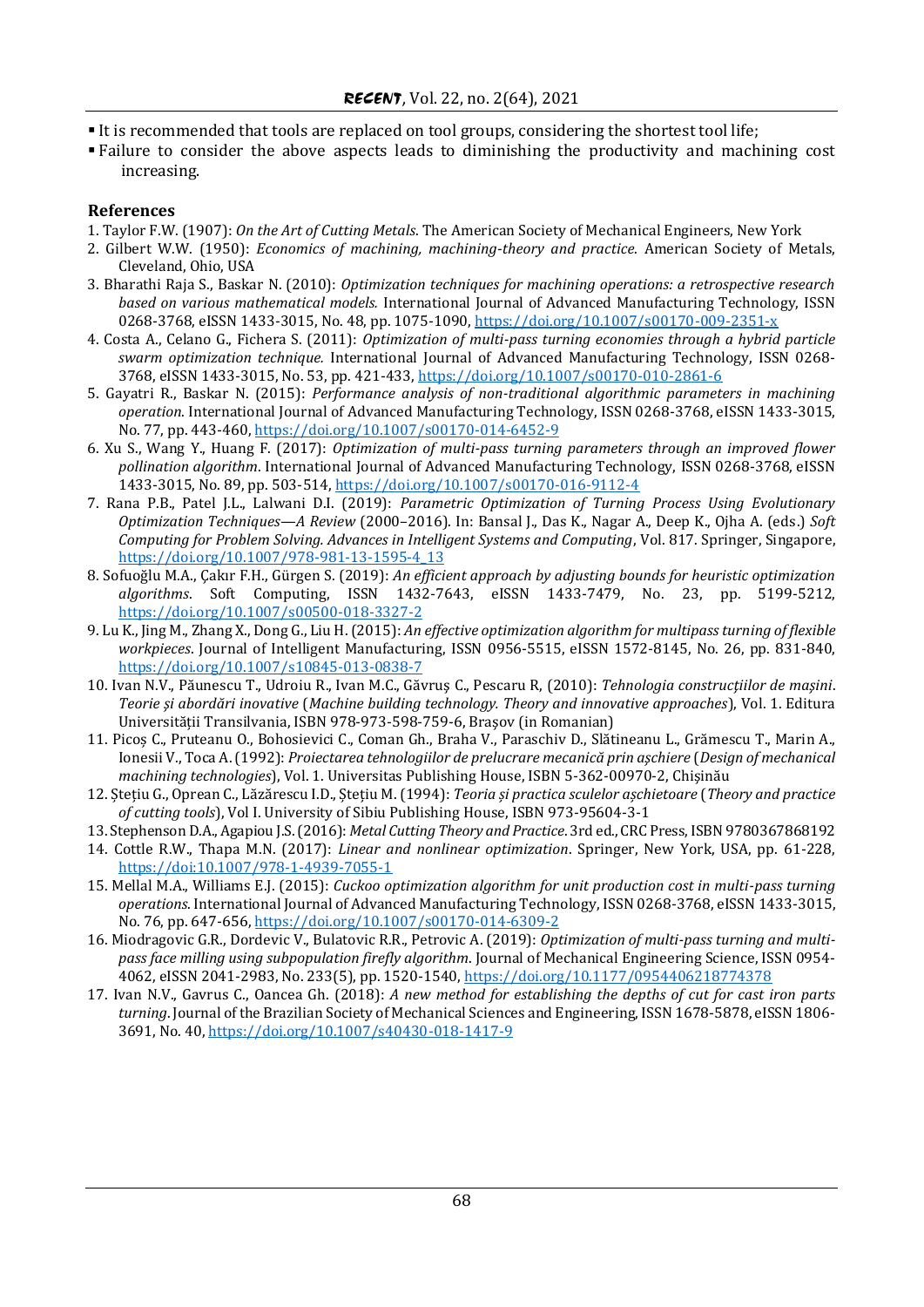- It is recommended that tools are replaced on tool groups, considering the shortest tool life;
- Failure to consider the above aspects leads to diminishing the productivity and machining cost increasing.

## References

1. Taylor F.W. (1907): *On the Art of Cutting Metals*. The American Society of Mechanical Engineers, New York
2. Gilbert W.W. (1950): *Economics of machining, machining-theory and practice*. American Society of Metals, Cleveland, Ohio, USA
3. Bharathi Raja S., Baskar N. (2010): *Optimization techniques for machining operations: a retrospective research based on various mathematical models.* International Journal of Advanced Manufacturing Technology, ISSN 0268-3768, eISSN 1433-3015, No. 48, pp. 1075-1090, https://doi.org/10.1007/s00170-009-2351-x
4. Costa A., Celano G., Fichera S. (2011): *Optimization of multi-pass turning economies through a hybrid particle swarm optimization technique.* International Journal of Advanced Manufacturing Technology, ISSN 0268-3768, eISSN 1433-3015, No. 53, pp. 421-433, https://doi.org/10.1007/s00170-010-2861-6
5. Gayatri R., Baskar N. (2015): *Performance analysis of non-traditional algorithmic parameters in machining operation*. International Journal of Advanced Manufacturing Technology, ISSN 0268-3768, eISSN 1433-3015, No. 77, pp. 443-460, https://doi.org/10.1007/s00170-014-6452-9
6. Xu S., Wang Y., Huang F. (2017): *Optimization of multi-pass turning parameters through an improved flower pollination algorithm*. International Journal of Advanced Manufacturing Technology, ISSN 0268-3768, eISSN 1433-3015, No. 89, pp. 503-514, https://doi.org/10.1007/s00170-016-9112-4
7. Rana P.B., Patel J.L., Lalwani D.I. (2019): *Parametric Optimization of Turning Process Using Evolutionary Optimization Techniques—A Review* (2000–2016). In: Bansal J., Das K., Nagar A., Deep K., Ojha A. (eds.) *Soft Computing for Problem Solving. Advances in Intelligent Systems and Computing*, Vol. 817. Springer, Singapore, https://doi.org/10.1007/978-981-13-1595-4_13
8. Sofuoğlu M.A., Çakır F.H., Gürgen S. (2019): *An efficient approach by adjusting bounds for heuristic optimization algorithms*. Soft Computing, ISSN 1432-7643, eISSN 1433-7479, No. 23, pp. 5199-5212, https://doi.org/10.1007/s00500-018-3327-2
9. Lu K., Jing M., Zhang X., Dong G., Liu H. (2015): *An effective optimization algorithm for multipass turning of flexible workpieces*. Journal of Intelligent Manufacturing, ISSN 0956-5515, eISSN 1572-8145, No. 26, pp. 831-840, https://doi.org/10.1007/s10845-013-0838-7
10. Ivan N.V., Păunescu T., Udroiu R., Ivan M.C., Găvruș C., Pescaru R, (2010): *Tehnologia construcțiilor de mașini. Teorie și abordări inovative* (*Machine building technology. Theory and innovative approaches*), Vol. 1. Editura Universității Transilvania, ISBN 978-973-598-759-6, Brașov (in Romanian)
11. Picoș C., Pruteanu O., Bohosievici C., Coman Gh., Braha V., Paraschiv D., Slătineanu L., Grămescu T., Marin A., Ionesii V., Toca A. (1992): *Proiectarea tehnologiilor de prelucrare mecanică prin așchiere* (*Design of mechanical machining technologies*), Vol. 1. Universitas Publishing House, ISBN 5-362-00970-2, Chișinău
12. Ștețiu G., Oprean C., Lăzărescu I.D., Ștețiu M. (1994): *Teoria și practica sculelor așchietoare* (*Theory and practice of cutting tools*), Vol I. University of Sibiu Publishing House, ISBN 973-95604-3-1
13. Stephenson D.A., Agapiou J.S. (2016): *Metal Cutting Theory and Practice*. 3rd ed., CRC Press, ISBN 9780367868192
14. Cottle R.W., Thapa M.N. (2017): *Linear and nonlinear optimization*. Springer, New York, USA, pp. 61-228, https://doi:10.1007/978-1-4939-7055-1
15. Mellal M.A., Williams E.J. (2015): *Cuckoo optimization algorithm for unit production cost in multi-pass turning operations*. International Journal of Advanced Manufacturing Technology, ISSN 0268-3768, eISSN 1433-3015, No. 76, pp. 647-656, https://doi.org/10.1007/s00170-014-6309-2
16. Miodragovic G.R., Dordevic V., Bulatovic R.R., Petrovic A. (2019): *Optimization of multi-pass turning and multi-pass face milling using subpopulation firefly algorithm*. Journal of Mechanical Engineering Science, ISSN 0954-4062, eISSN 2041-2983, No. 233(5), pp. 1520-1540, https://doi.org/10.1177/0954406218774378
17. Ivan N.V., Gavrus C., Oancea Gh. (2018): *A new method for establishing the depths of cut for cast iron parts turning*. Journal of the Brazilian Society of Mechanical Sciences and Engineering, ISSN 1678-5878, eISSN 1806-3691, No. 40, https://doi.org/10.1007/s40430-018-1417-9